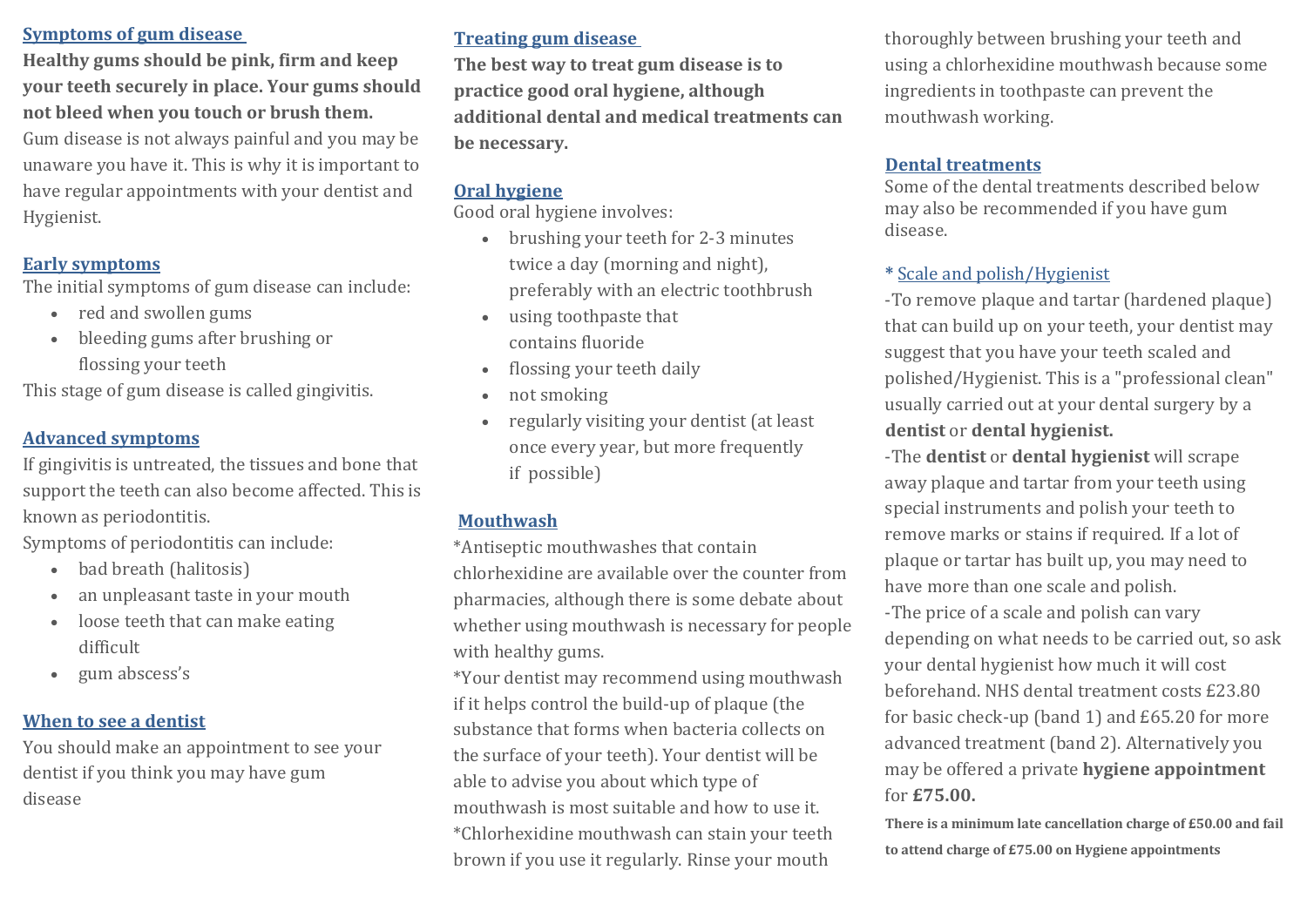## Symptoms of gum disease

**Healthy gums should be pink, firm and keep your teeth securely in place. Your gums should not bleed when you touch or brush them.**

Gum disease is not always painful and you may be unaware you have it. This is why it is important to have regular appointments with your dentist and Hygienist.

### Early symptoms

The initial symptoms of gum disease can include:

- red and swollen gums
- bleeding gums after brushing or flossing your teeth

This stage of gum disease is called gingivitis.

### Advanced symptoms

If gingivitis is untreated, the tissues and bone that support the teeth can also become affected. This is known as periodontitis.

Symptoms of periodontitis can include:

- bad breath (halitosis)
- an unpleasant taste in your mouth
- loose teeth that can make eating difficult
- gum abscess's

### When to see a dentist

You should make an appointment to see your dentist if you think you may have gum disease

## Treating gum disease

**The best way to treat gum disease is to practice good oral hygiene, although additional dental and medical treatments can be necessary.**

### Oral hygiene

Good oral hygiene involves:

- brushing your teeth for 2-3 minutes twice a day (morning and night), preferably with an electric toothbrush
- using toothpaste that contains fluoride
- flossing your teeth daily
- not smoking
- regularly visiting your dentist (at least once every year, but more frequently if possible)

### Mouthwash

*Antiseptic mouthwashes that contain chlorhexidine are available over the counter from pharmacies, although there is some debate about whether using mouthwash is necessary for people with healthy gums.

*Your dentist may recommend using mouthwash if it helps control the build-up of plaque (the substance that forms when bacteria collects on the surface of your teeth). Your dentist will be able to advise you about which type of mouthwash is most suitable and how to use it.

*Chlorhexidine mouthwash can stain your teeth brown if you use it regularly. Rinse your mouth thoroughly between brushing your teeth and using a chlorhexidine mouthwash because some ingredients in toothpaste can prevent the mouthwash working.

### Dental treatments

Some of the dental treatments described below may also be recommended if you have gum disease.

#### * Scale and polish/Hygienist

-To remove plaque and tartar (hardened plaque) that can build up on your teeth, your dentist may suggest that you have your teeth scaled and polished/Hygienist. This is a "professional clean" usually carried out at your dental surgery by a **dentist** or **dental hygienist.**

-The **dentist** or **dental hygienist** will scrape away plaque and tartar from your teeth using special instruments and polish your teeth to remove marks or stains if required. If a lot of plaque or tartar has built up, you may need to have more than one scale and polish.

-The price of a scale and polish can vary depending on what needs to be carried out, so ask your dental hygienist how much it will cost beforehand. NHS dental treatment costs £23.80 for basic check-up (band 1) and £65.20 for more advanced treatment (band 2). Alternatively you may be offered a private **hygiene appointment** for **£75.00.**

**There is a minimum late cancellation charge of £50.00 and fail to attend charge of £75.00 on Hygiene appointments**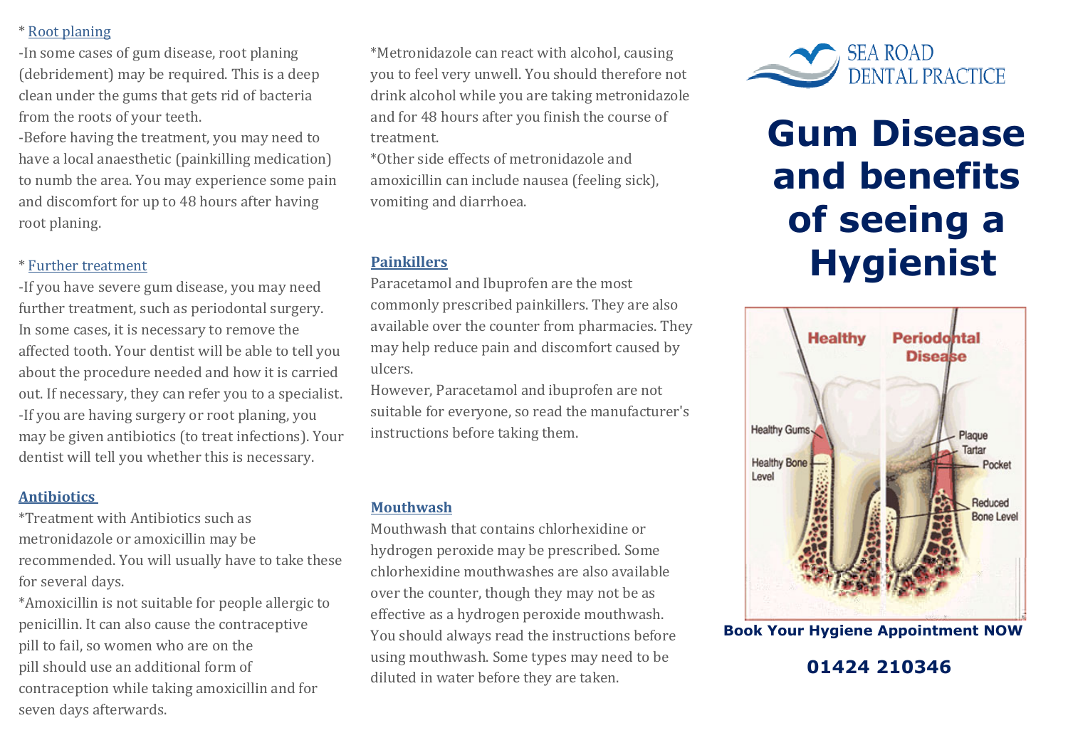* Root planing

-In some cases of gum disease, root planing (debridement) may be required. This is a deep clean under the gums that gets rid of bacteria from the roots of your teeth.

-Before having the treatment, you may need to have a local anaesthetic (painkilling medication) to numb the area. You may experience some pain and discomfort for up to 48 hours after having root planing.

* Further treatment

-If you have severe gum disease, you may need further treatment, such as periodontal surgery. In some cases, it is necessary to remove the affected tooth. Your dentist will be able to tell you about the procedure needed and how it is carried out. If necessary, they can refer you to a specialist.

-If you are having surgery or root planing, you may be given antibiotics (to treat infections). Your dentist will tell you whether this is necessary.

**Antibiotics**

*Treatment with Antibiotics such as metronidazole or amoxicillin may be recommended. You will usually have to take these for several days.

*Amoxicillin is not suitable for people allergic to penicillin. It can also cause the contraceptive pill to fail, so women who are on the pill should use an additional form of contraception while taking amoxicillin and for seven days afterwards.

*Metronidazole can react with alcohol, causing you to feel very unwell. You should therefore not drink alcohol while you are taking metronidazole and for 48 hours after you finish the course of treatment.

*Other side effects of metronidazole and amoxicillin can include nausea (feeling sick), vomiting and diarrhoea.

**Painkillers**

Paracetamol and Ibuprofen are the most commonly prescribed painkillers. They are also available over the counter from pharmacies. They may help reduce pain and discomfort caused by ulcers.

However, Paracetamol and ibuprofen are not suitable for everyone, so read the manufacturer's instructions before taking them.

**Mouthwash**

Mouthwash that contains chlorhexidine or hydrogen peroxide may be prescribed. Some chlorhexidine mouthwashes are also available over the counter, though they may not be as effective as a hydrogen peroxide mouthwash. You should always read the instructions before using mouthwash. Some types may need to be diluted in water before they are taken.

SEA ROAD DENTAL PRACTICE

# Gum Disease and benefits of seeing a Hygienist

Healthy
Periodontal Disease
Healthy Gums
Healthy Bone Level
Plaque
Tartar
Pocket
Reduced Bone Level

**Book Your Hygiene Appointment NOW**

**01424 210346**